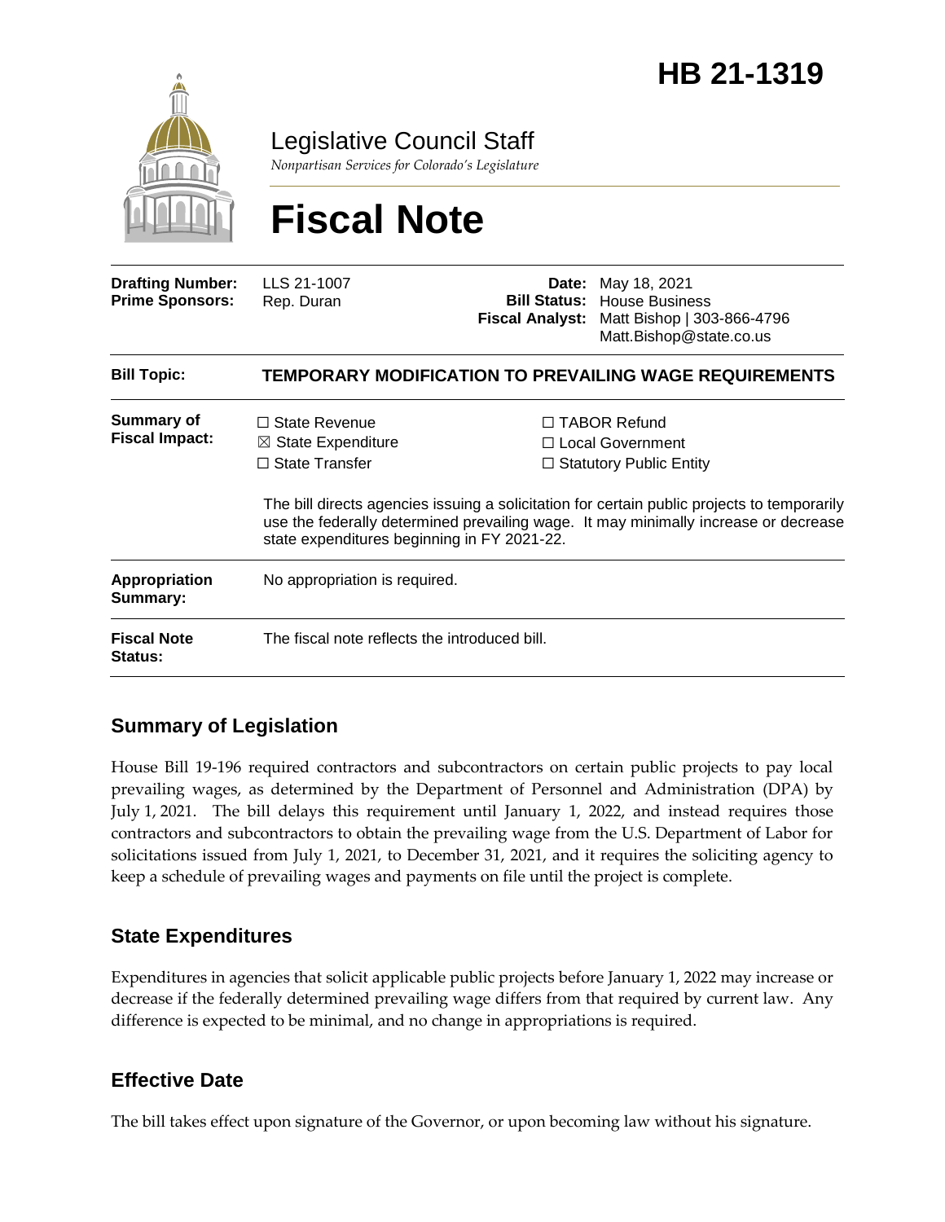# HB 21-1319

Legislative Council Staff

*Nonpartisan Services for Colorado's Legislature*

# Fiscal Note

| | | | |
|---|---|---|---|
| **Drafting Number:** | LLS 21-1007 | **Date:** | May 18, 2021 |
| **Prime Sponsors:** | Rep. Duran | **Bill Status:** | House Business |
| | | **Fiscal Analyst:** | Matt Bishop \| 303-866-4796 Matt.Bishop@state.co.us |

| | |
|---|---|
| **Bill Topic:** | **TEMPORARY MODIFICATION TO PREVAILING WAGE REQUIREMENTS** |
| **Summary of Fiscal Impact:** | ☐ State Revenue ☒ State Expenditure ☐ State Transfer ☐ TABOR Refund ☐ Local Government ☐ Statutory Public Entity<br><br>The bill directs agencies issuing a solicitation for certain public projects to temporarily use the federally determined prevailing wage. It may minimally increase or decrease state expenditures beginning in FY 2021-22. |
| **Appropriation Summary:** | No appropriation is required. |
| **Fiscal Note Status:** | The fiscal note reflects the introduced bill. |

## Summary of Legislation

House Bill 19-196 required contractors and subcontractors on certain public projects to pay local prevailing wages, as determined by the Department of Personnel and Administration (DPA) by July 1, 2021. The bill delays this requirement until January 1, 2022, and instead requires those contractors and subcontractors to obtain the prevailing wage from the U.S. Department of Labor for solicitations issued from July 1, 2021, to December 31, 2021, and it requires the soliciting agency to keep a schedule of prevailing wages and payments on file until the project is complete.

## State Expenditures

Expenditures in agencies that solicit applicable public projects before January 1, 2022 may increase or decrease if the federally determined prevailing wage differs from that required by current law. Any difference is expected to be minimal, and no change in appropriations is required.

## Effective Date

The bill takes effect upon signature of the Governor, or upon becoming law without his signature.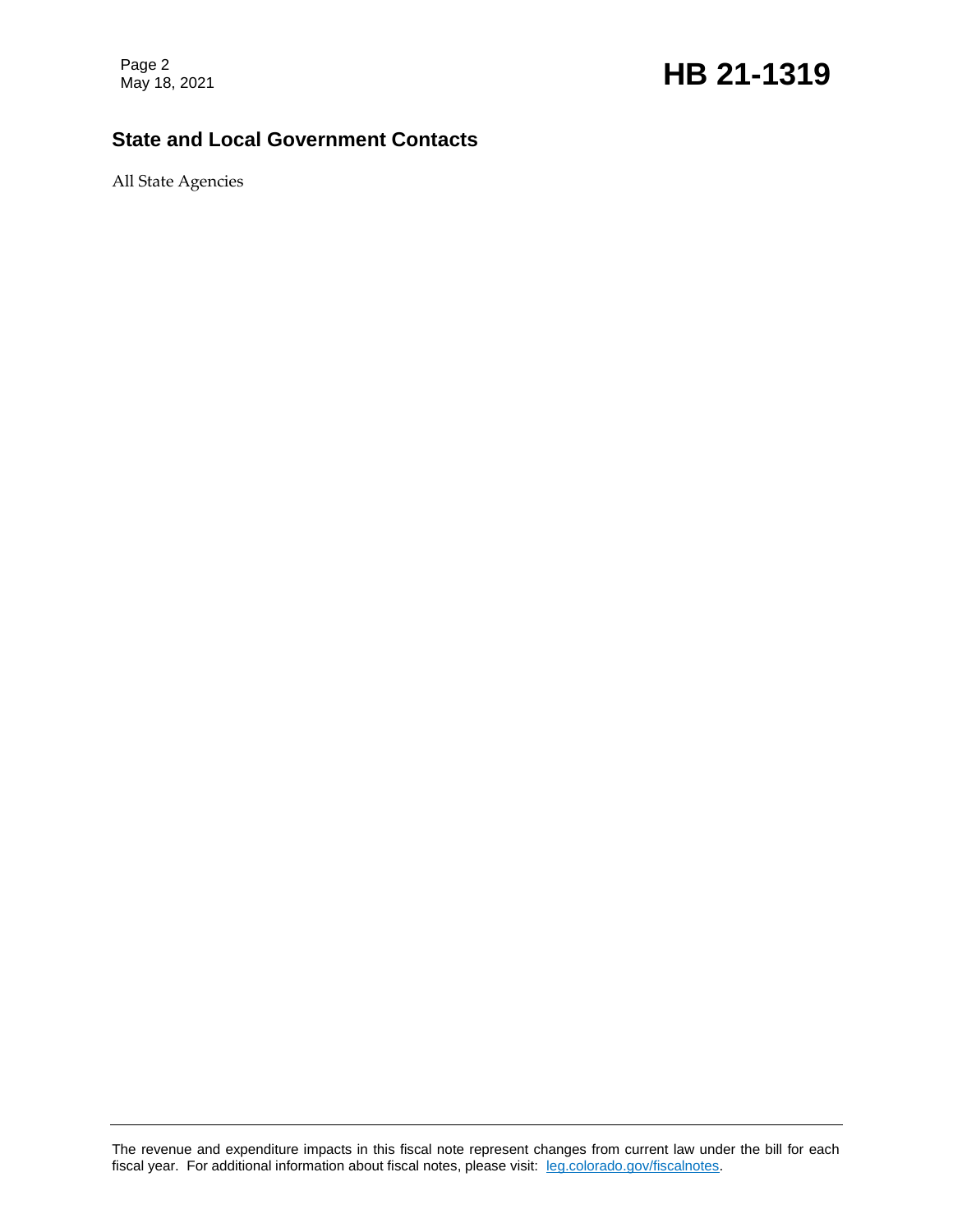## State and Local Government Contacts

All State Agencies

The revenue and expenditure impacts in this fiscal note represent changes from current law under the bill for each fiscal year. For additional information about fiscal notes, please visit: leg.colorado.gov/fiscalnotes.